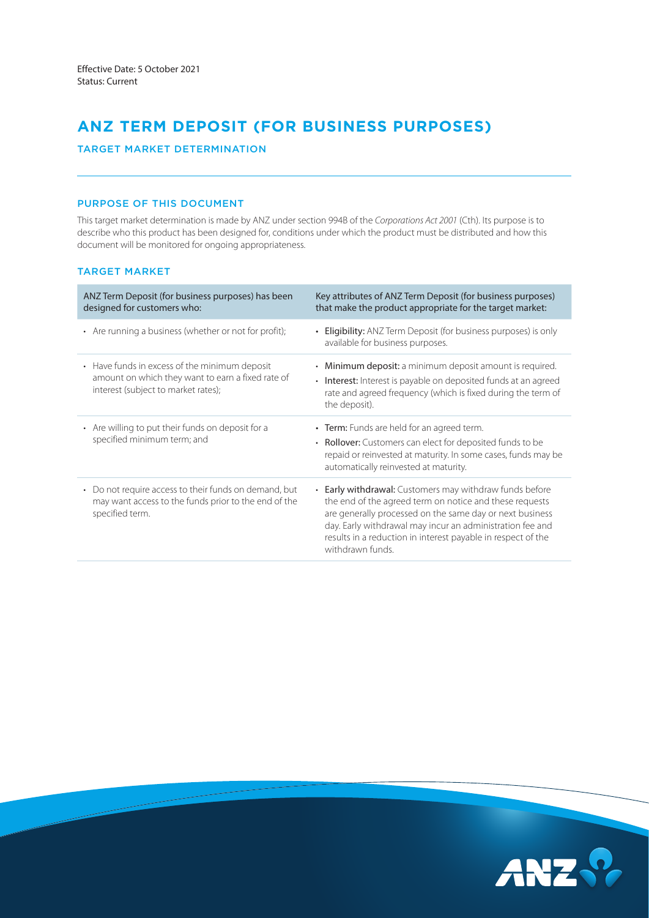Effective Date: 5 October 2021
Status: Current

# ANZ TERM DEPOSIT (FOR BUSINESS PURPOSES)

## TARGET MARKET DETERMINATION

### PURPOSE OF THIS DOCUMENT

This target market determination is made by ANZ under section 994B of the *Corporations Act 2001* (Cth). Its purpose is to describe who this product has been designed for, conditions under which the product must be distributed and how this document will be monitored for ongoing appropriateness.

### TARGET MARKET

| ANZ Term Deposit (for business purposes) has been designed for customers who: | Key attributes of ANZ Term Deposit (for business purposes) that make the product appropriate for the target market: |
|---|---|
| • Are running a business (whether or not for profit); | • **Eligibility:** ANZ Term Deposit (for business purposes) is only available for business purposes. |
| • Have funds in excess of the minimum deposit amount on which they want to earn a fixed rate of interest (subject to market rates); | • **Minimum deposit:** a minimum deposit amount is required.<br>• **Interest:** Interest is payable on deposited funds at an agreed rate and agreed frequency (which is fixed during the term of the deposit). |
| • Are willing to put their funds on deposit for a specified minimum term; and | • **Term:** Funds are held for an agreed term.<br>• **Rollover:** Customers can elect for deposited funds to be repaid or reinvested at maturity. In some cases, funds may be automatically reinvested at maturity. |
| • Do not require access to their funds on demand, but may want access to the funds prior to the end of the specified term. | • **Early withdrawal:** Customers may withdraw funds before the end of the agreed term on notice and these requests are generally processed on the same day or next business day. Early withdrawal may incur an administration fee and results in a reduction in interest payable in respect of the withdrawn funds. |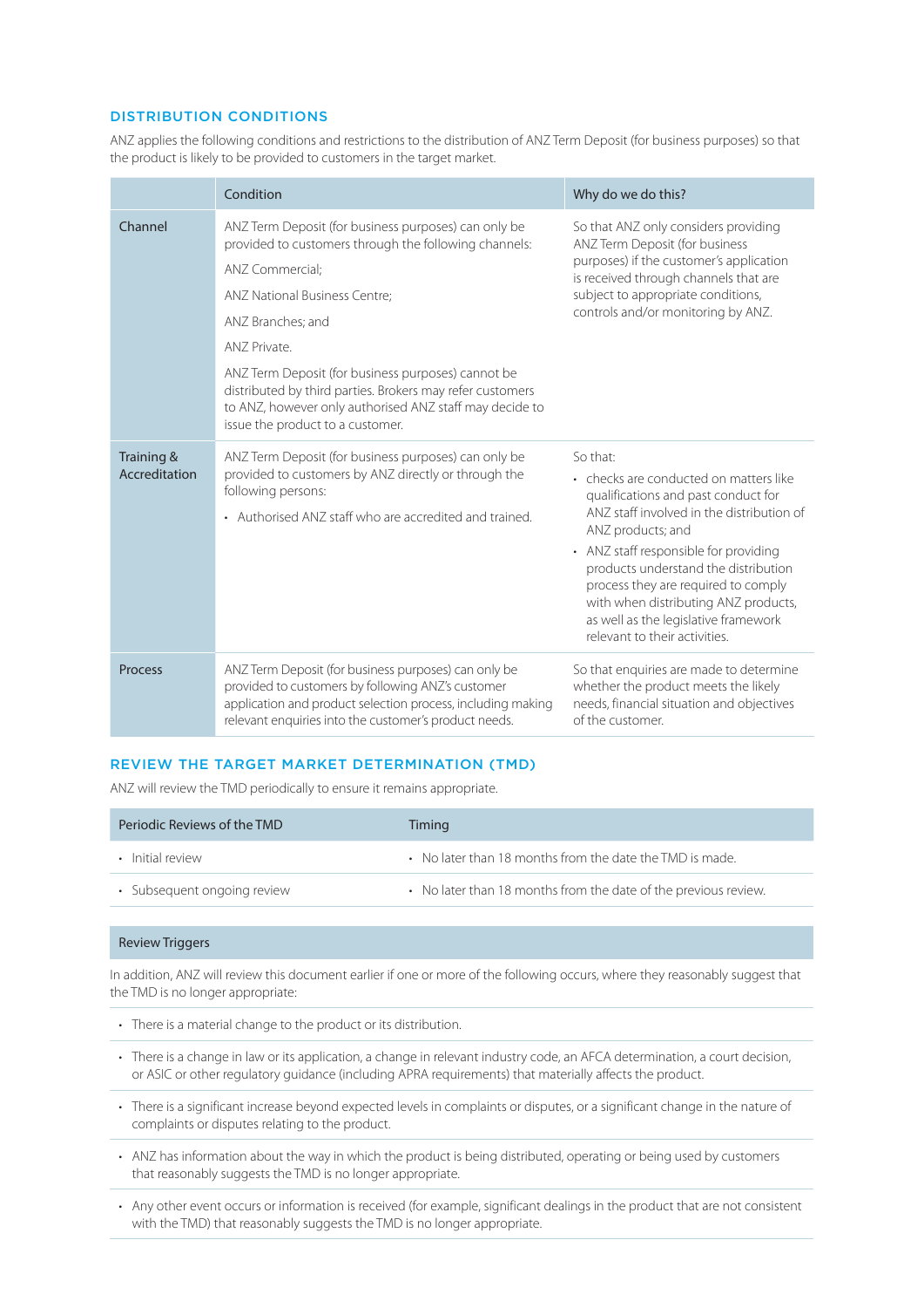## DISTRIBUTION CONDITIONS

ANZ applies the following conditions and restrictions to the distribution of ANZ Term Deposit (for business purposes) so that the product is likely to be provided to customers in the target market.

| | Condition | Why do we do this? |
|---|---|---|
| Channel | ANZ Term Deposit (for business purposes) can only be provided to customers through the following channels:<br>ANZ Commercial;<br>ANZ National Business Centre;<br>ANZ Branches; and<br>ANZ Private.<br>ANZ Term Deposit (for business purposes) cannot be distributed by third parties. Brokers may refer customers to ANZ, however only authorised ANZ staff may decide to issue the product to a customer. | So that ANZ only considers providing ANZ Term Deposit (for business purposes) if the customer's application is received through channels that are subject to appropriate conditions, controls and/or monitoring by ANZ. |
| Training & Accreditation | ANZ Term Deposit (for business purposes) can only be provided to customers by ANZ directly or through the following persons:<br>• Authorised ANZ staff who are accredited and trained. | So that:<br>• checks are conducted on matters like qualifications and past conduct for ANZ staff involved in the distribution of ANZ products; and<br>• ANZ staff responsible for providing products understand the distribution process they are required to comply with when distributing ANZ products, as well as the legislative framework relevant to their activities. |
| Process | ANZ Term Deposit (for business purposes) can only be provided to customers by following ANZ's customer application and product selection process, including making relevant enquiries into the customer's product needs. | So that enquiries are made to determine whether the product meets the likely needs, financial situation and objectives of the customer. |

## REVIEW THE TARGET MARKET DETERMINATION (TMD)

ANZ will review the TMD periodically to ensure it remains appropriate.

| Periodic Reviews of the TMD | Timing |
|---|---|
| • Initial review | • No later than 18 months from the date the TMD is made. |
| • Subsequent ongoing review | • No later than 18 months from the date of the previous review. |

**Review Triggers**

In addition, ANZ will review this document earlier if one or more of the following occurs, where they reasonably suggest that the TMD is no longer appropriate:

- There is a material change to the product or its distribution.
- There is a change in law or its application, a change in relevant industry code, an AFCA determination, a court decision, or ASIC or other regulatory guidance (including APRA requirements) that materially affects the product.
- There is a significant increase beyond expected levels in complaints or disputes, or a significant change in the nature of complaints or disputes relating to the product.
- ANZ has information about the way in which the product is being distributed, operating or being used by customers that reasonably suggests the TMD is no longer appropriate.
- Any other event occurs or information is received (for example, significant dealings in the product that are not consistent with the TMD) that reasonably suggests the TMD is no longer appropriate.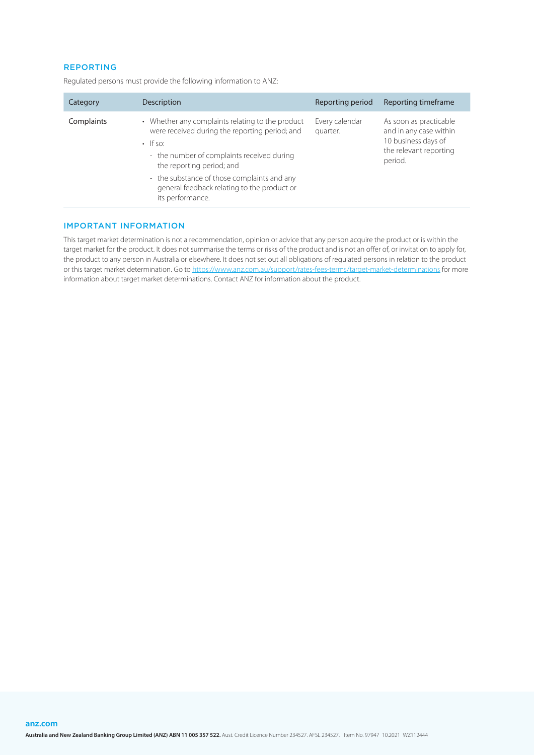## REPORTING

Regulated persons must provide the following information to ANZ:

| Category | Description | Reporting period | Reporting timeframe |
|---|---|---|---|
| Complaints | • Whether any complaints relating to the product were received during the reporting period; and<br>• If so:<br>- the number of complaints received during the reporting period; and<br>- the substance of those complaints and any general feedback relating to the product or its performance. | Every calendar quarter. | As soon as practicable and in any case within 10 business days of the relevant reporting period. |

## IMPORTANT INFORMATION

This target market determination is not a recommendation, opinion or advice that any person acquire the product or is within the target market for the product. It does not summarise the terms or risks of the product and is not an offer of, or invitation to apply for, the product to any person in Australia or elsewhere. It does not set out all obligations of regulated persons in relation to the product or this target market determination. Go to https://www.anz.com.au/support/rates-fees-terms/target-market-determinations for more information about target market determinations. Contact ANZ for information about the product.

**anz.com**

**Australia and New Zealand Banking Group Limited (ANZ) ABN 11 005 357 522.** Aust. Credit Licence Number 234527. AFSL 234527. Item No. 97947 10.2021 WZ112444